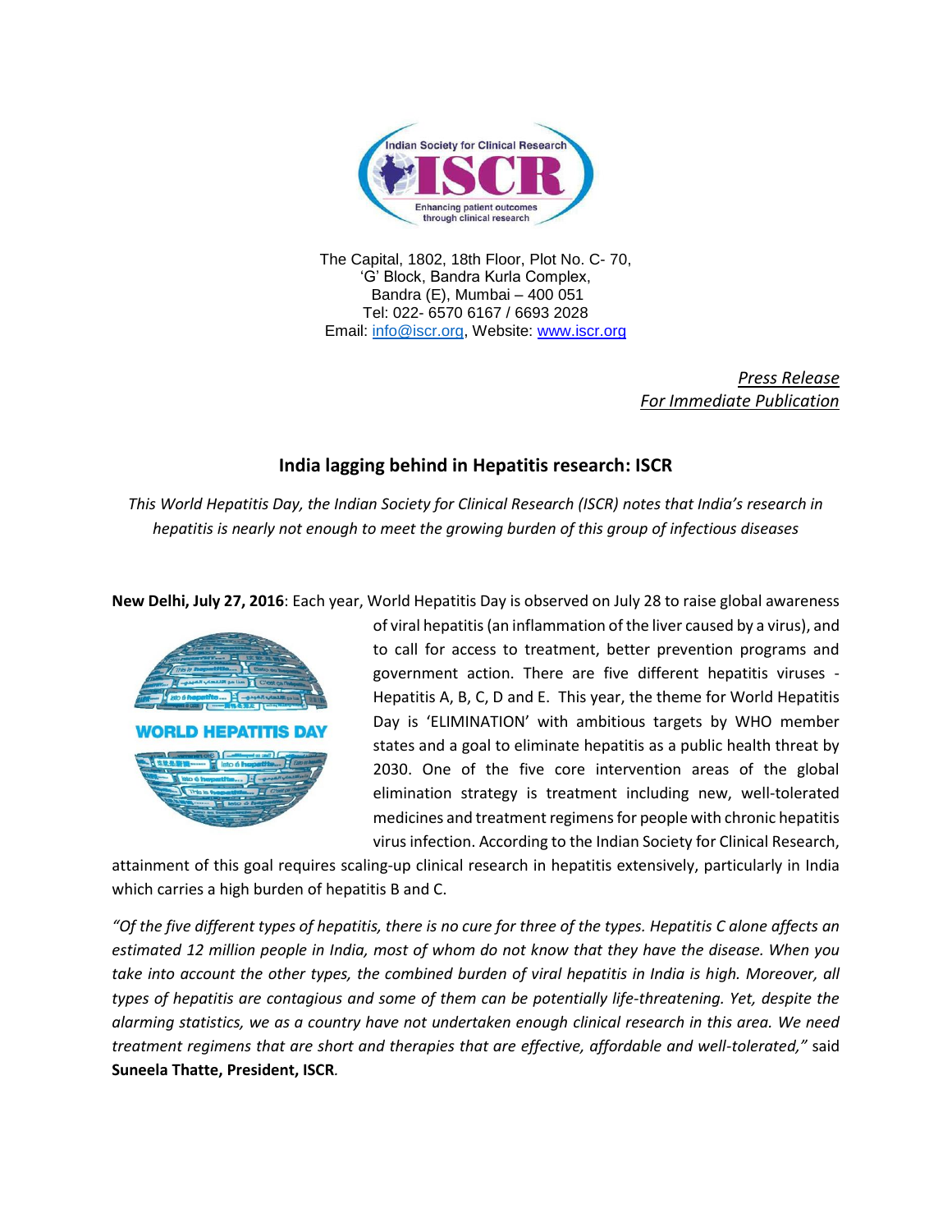The Capital, 1802, 18th Floor, Plot No. C- 70,
'G' Block, Bandra Kurla Complex,
Bandra (E), Mumbai – 400 051
Tel: 022- 6570 6167 / 6693 2028
Email: info@iscr.org, Website: www.iscr.org

*Press Release*
*For Immediate Publication*

## India lagging behind in Hepatitis research: ISCR

*This World Hepatitis Day, the Indian Society for Clinical Research (ISCR) notes that India's research in hepatitis is nearly not enough to meet the growing burden of this group of infectious diseases*

**New Delhi, July 27, 2016**: Each year, World Hepatitis Day is observed on July 28 to raise global awareness of viral hepatitis (an inflammation of the liver caused by a virus), and to call for access to treatment, better prevention programs and government action. There are five different hepatitis viruses - Hepatitis A, B, C, D and E. This year, the theme for World Hepatitis Day is 'ELIMINATION' with ambitious targets by WHO member states and a goal to eliminate hepatitis as a public health threat by 2030. One of the five core intervention areas of the global elimination strategy is treatment including new, well-tolerated medicines and treatment regimens for people with chronic hepatitis virus infection. According to the Indian Society for Clinical Research, attainment of this goal requires scaling-up clinical research in hepatitis extensively, particularly in India which carries a high burden of hepatitis B and C.

*"Of the five different types of hepatitis, there is no cure for three of the types. Hepatitis C alone affects an estimated 12 million people in India, most of whom do not know that they have the disease. When you take into account the other types, the combined burden of viral hepatitis in India is high. Moreover, all types of hepatitis are contagious and some of them can be potentially life-threatening. Yet, despite the alarming statistics, we as a country have not undertaken enough clinical research in this area. We need treatment regimens that are short and therapies that are effective, affordable and well-tolerated,"* said **Suneela Thatte, President, ISCR**.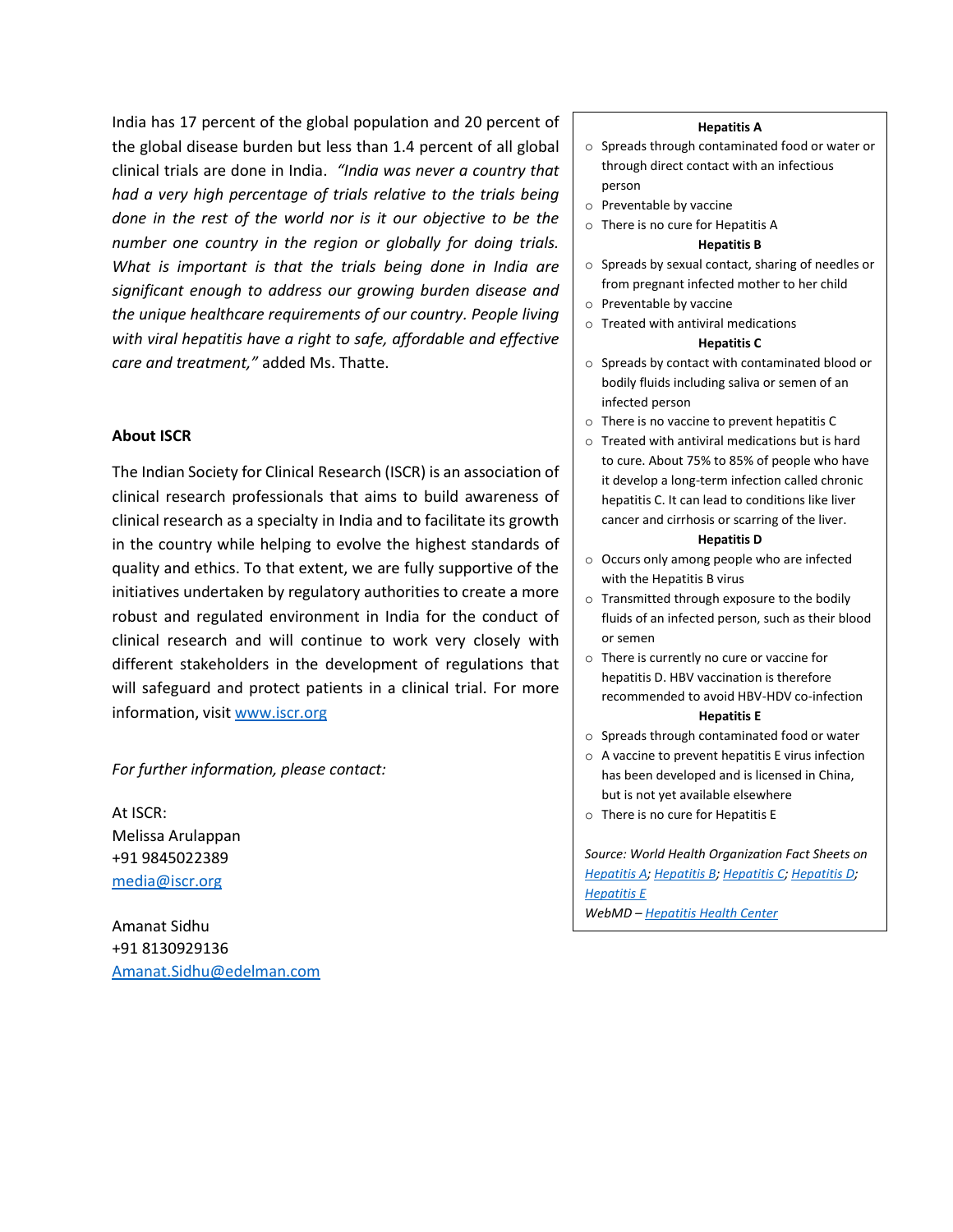India has 17 percent of the global population and 20 percent of the global disease burden but less than 1.4 percent of all global clinical trials are done in India. *"India was never a country that had a very high percentage of trials relative to the trials being done in the rest of the world nor is it our objective to be the number one country in the region or globally for doing trials. What is important is that the trials being done in India are significant enough to address our growing burden disease and the unique healthcare requirements of our country. People living with viral hepatitis have a right to safe, affordable and effective care and treatment,"* added Ms. Thatte.

**About ISCR**

The Indian Society for Clinical Research (ISCR) is an association of clinical research professionals that aims to build awareness of clinical research as a specialty in India and to facilitate its growth in the country while helping to evolve the highest standards of quality and ethics. To that extent, we are fully supportive of the initiatives undertaken by regulatory authorities to create a more robust and regulated environment in India for the conduct of clinical research and will continue to work very closely with different stakeholders in the development of regulations that will safeguard and protect patients in a clinical trial. For more information, visit [www.iscr.org](http://www.iscr.org)

*For further information, please contact:*

At ISCR:
Melissa Arulappan
+91 9845022389
[media@iscr.org](mailto:media@iscr.org)

Amanat Sidhu
+91 8130929136
[Amanat.Sidhu@edelman.com](mailto:Amanat.Sidhu@edelman.com)

**Hepatitis A**

- Spreads through contaminated food or water or through direct contact with an infectious person
- Preventable by vaccine
- There is no cure for Hepatitis A

**Hepatitis B**

- Spreads by sexual contact, sharing of needles or from pregnant infected mother to her child
- Preventable by vaccine
- Treated with antiviral medications

**Hepatitis C**

- Spreads by contact with contaminated blood or bodily fluids including saliva or semen of an infected person
- There is no vaccine to prevent hepatitis C
- Treated with antiviral medications but is hard to cure. About 75% to 85% of people who have it develop a long-term infection called chronic hepatitis C. It can lead to conditions like liver cancer and cirrhosis or scarring of the liver.

**Hepatitis D**

- Occurs only among people who are infected with the Hepatitis B virus
- Transmitted through exposure to the bodily fluids of an infected person, such as their blood or semen
- There is currently no cure or vaccine for hepatitis D. HBV vaccination is therefore recommended to avoid HBV-HDV co-infection

**Hepatitis E**

- Spreads through contaminated food or water
- A vaccine to prevent hepatitis E virus infection has been developed and is licensed in China, but is not yet available elsewhere
- There is no cure for Hepatitis E

*Source: World Health Organization Fact Sheets on [Hepatitis A](); [Hepatitis B](); [Hepatitis C](); [Hepatitis D](); [Hepatitis E]()*
*WebMD – [Hepatitis Health Center]()*